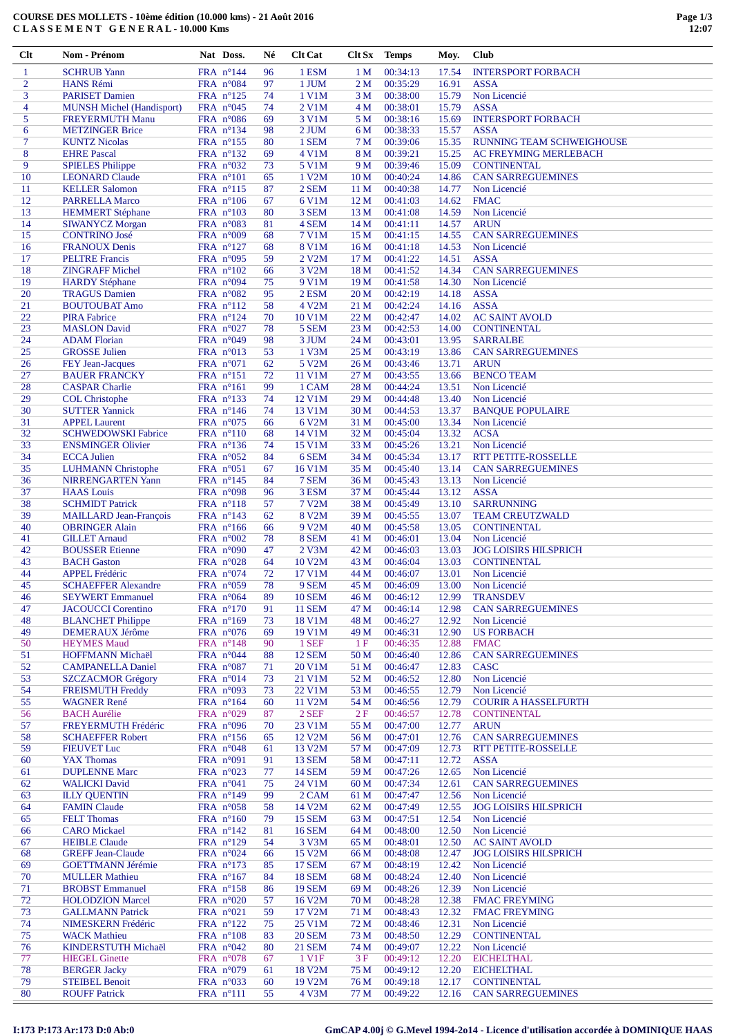# COURSE DES MOLLETS - 10ème édition (10.000 kms) - 21 Août 2016

## CLASSEMENT GENERAL - 10.000 Kms

| Clt | Nom - Prénom | Nat | Doss. | Né | Clt Cat | Clt Sx | Temps | Moy. | Club |
|---|---|---|---|---|---|---|---|---|---|
| 1 | SCHRUB Yann | FRA | n°144 | 96 | 1 ESM | 1 M | 00:34:13 | 17.54 | INTERSPORT FORBACH |
| 2 | HANS Rémi | FRA | n°084 | 97 | 1 JUM | 2 M | 00:35:29 | 16.91 | ASSA |
| 3 | PARISET Damien | FRA | n°125 | 74 | 1 V1M | 3 M | 00:38:00 | 15.79 | Non Licencié |
| 4 | MUNSH Michel (Handisport) | FRA | n°045 | 74 | 2 V1M | 4 M | 00:38:01 | 15.79 | ASSA |
| 5 | FREYERMUTH Manu | FRA | n°086 | 69 | 3 V1M | 5 M | 00:38:16 | 15.69 | INTERSPORT FORBACH |
| 6 | METZINGER Brice | FRA | n°134 | 98 | 2 JUM | 6 M | 00:38:33 | 15.57 | ASSA |
| 7 | KUNTZ Nicolas | FRA | n°155 | 80 | 1 SEM | 7 M | 00:39:06 | 15.35 | RUNNING TEAM SCHWEIGHOUSE |
| 8 | EHRE Pascal | FRA | n°132 | 69 | 4 V1M | 8 M | 00:39:21 | 15.25 | AC FREYMING MERLEBACH |
| 9 | SPIELES Philippe | FRA | n°032 | 73 | 5 V1M | 9 M | 00:39:46 | 15.09 | CONTINENTAL |
| 10 | LEONARD Claude | FRA | n°101 | 65 | 1 V2M | 10 M | 00:40:24 | 14.86 | CAN SARREGUEMINES |
| 11 | KELLER Salomon | FRA | n°115 | 87 | 2 SEM | 11 M | 00:40:38 | 14.77 | Non Licencié |
| 12 | PARRELLA Marco | FRA | n°106 | 67 | 6 V1M | 12 M | 00:41:03 | 14.62 | FMAC |
| 13 | HEMMERT Stéphane | FRA | n°103 | 80 | 3 SEM | 13 M | 00:41:08 | 14.59 | Non Licencié |
| 14 | SIWANYCZ Morgan | FRA | n°083 | 81 | 4 SEM | 14 M | 00:41:11 | 14.57 | ARUN |
| 15 | CONTRINO José | FRA | n°009 | 68 | 7 V1M | 15 M | 00:41:15 | 14.55 | CAN SARREGUEMINES |
| 16 | FRANOUX Denis | FRA | n°127 | 68 | 8 V1M | 16 M | 00:41:18 | 14.53 | Non Licencié |
| 17 | PELTRE Francis | FRA | n°095 | 59 | 2 V2M | 17 M | 00:41:22 | 14.51 | ASSA |
| 18 | ZINGRAFF Michel | FRA | n°102 | 66 | 3 V2M | 18 M | 00:41:52 | 14.34 | CAN SARREGUEMINES |
| 19 | HARDY Stéphane | FRA | n°094 | 75 | 9 V1M | 19 M | 00:41:58 | 14.30 | Non Licencié |
| 20 | TRAGUS Damien | FRA | n°082 | 95 | 2 ESM | 20 M | 00:42:19 | 14.18 | ASSA |
| 21 | BOUTOUBAT Amo | FRA | n°112 | 58 | 4 V2M | 21 M | 00:42:24 | 14.16 | ASSA |
| 22 | PIRA Fabrice | FRA | n°124 | 70 | 10 V1M | 22 M | 00:42:47 | 14.02 | AC SAINT AVOLD |
| 23 | MASLON David | FRA | n°027 | 78 | 5 SEM | 23 M | 00:42:53 | 14.00 | CONTINENTAL |
| 24 | ADAM Florian | FRA | n°049 | 98 | 3 JUM | 24 M | 00:43:01 | 13.95 | SARRALBE |
| 25 | GROSSE Julien | FRA | n°013 | 53 | 1 V3M | 25 M | 00:43:19 | 13.86 | CAN SARREGUEMINES |
| 26 | FEY Jean-Jacques | FRA | n°071 | 62 | 5 V2M | 26 M | 00:43:46 | 13.71 | ARUN |
| 27 | BAUER FRANCKY | FRA | n°151 | 72 | 11 V1M | 27 M | 00:43:55 | 13.66 | BENCO TEAM |
| 28 | CASPAR Charlie | FRA | n°161 | 99 | 1 CAM | 28 M | 00:44:24 | 13.51 | Non Licencié |
| 29 | COL Christophe | FRA | n°133 | 74 | 12 V1M | 29 M | 00:44:48 | 13.40 | Non Licencié |
| 30 | SUTTER Yannick | FRA | n°146 | 74 | 13 V1M | 30 M | 00:44:53 | 13.37 | BANQUE POPULAIRE |
| 31 | APPEL Laurent | FRA | n°075 | 66 | 6 V2M | 31 M | 00:45:00 | 13.34 | Non Licencié |
| 32 | SCHWEDOWSKI Fabrice | FRA | n°110 | 68 | 14 V1M | 32 M | 00:45:04 | 13.32 | ACSA |
| 33 | ENSMINGER Olivier | FRA | n°136 | 74 | 15 V1M | 33 M | 00:45:26 | 13.21 | Non Licencié |
| 34 | ECCA Julien | FRA | n°052 | 84 | 6 SEM | 34 M | 00:45:34 | 13.17 | RTT PETITE-ROSSELLE |
| 35 | LUHMANN Christophe | FRA | n°051 | 67 | 16 V1M | 35 M | 00:45:40 | 13.14 | CAN SARREGUEMINES |
| 36 | NIRRENGARTEN Yann | FRA | n°145 | 84 | 7 SEM | 36 M | 00:45:43 | 13.13 | Non Licencié |
| 37 | HAAS Louis | FRA | n°098 | 96 | 3 ESM | 37 M | 00:45:44 | 13.12 | ASSA |
| 38 | SCHMIDT Patrick | FRA | n°118 | 57 | 7 V2M | 38 M | 00:45:49 | 13.10 | SARRUNNING |
| 39 | MAILLARD Jean-François | FRA | n°143 | 62 | 8 V2M | 39 M | 00:45:55 | 13.07 | TEAM CREUTZWALD |
| 40 | OBRINGER Alain | FRA | n°166 | 66 | 9 V2M | 40 M | 00:45:58 | 13.05 | CONTINENTAL |
| 41 | GILLET Arnaud | FRA | n°002 | 78 | 8 SEM | 41 M | 00:46:01 | 13.04 | Non Licencié |
| 42 | BOUSSER Etienne | FRA | n°090 | 47 | 2 V3M | 42 M | 00:46:03 | 13.03 | JOG LOISIRS HILSPRICH |
| 43 | BACH Gaston | FRA | n°028 | 64 | 10 V2M | 43 M | 00:46:04 | 13.03 | CONTINENTAL |
| 44 | APPEL Frédéric | FRA | n°074 | 72 | 17 V1M | 44 M | 00:46:07 | 13.01 | Non Licencié |
| 45 | SCHAEFFER Alexandre | FRA | n°059 | 78 | 9 SEM | 45 M | 00:46:09 | 13.00 | Non Licencié |
| 46 | SEYWERT Emmanuel | FRA | n°064 | 89 | 10 SEM | 46 M | 00:46:12 | 12.99 | TRANSDEV |
| 47 | JACOUCCI Corentino | FRA | n°170 | 91 | 11 SEM | 47 M | 00:46:14 | 12.98 | CAN SARREGUEMINES |
| 48 | BLANCHET Philippe | FRA | n°169 | 73 | 18 V1M | 48 M | 00:46:27 | 12.92 | Non Licencié |
| 49 | DEMERAUX Jérôme | FRA | n°076 | 69 | 19 V1M | 49 M | 00:46:31 | 12.90 | US FORBACH |
| 50 | HEYMES Maud | FRA | n°148 | 90 | 1 SEF | 1 F | 00:46:35 | 12.88 | FMAC |
| 51 | HOFFMANN Michaël | FRA | n°044 | 88 | 12 SEM | 50 M | 00:46:40 | 12.86 | CAN SARREGUEMINES |
| 52 | CAMPANELLA Daniel | FRA | n°087 | 71 | 20 V1M | 51 M | 00:46:47 | 12.83 | CASC |
| 53 | SZCZACMOR Grégory | FRA | n°014 | 73 | 21 V1M | 52 M | 00:46:52 | 12.80 | Non Licencié |
| 54 | FREISMUTH Freddy | FRA | n°093 | 73 | 22 V1M | 53 M | 00:46:55 | 12.79 | Non Licencié |
| 55 | WAGNER René | FRA | n°164 | 60 | 11 V2M | 54 M | 00:46:56 | 12.79 | COURIR A HASSELFURTH |
| 56 | BACH Aurélie | FRA | n°029 | 87 | 2 SEF | 2 F | 00:46:57 | 12.78 | CONTINENTAL |
| 57 | FREYERMUTH Frédéric | FRA | n°096 | 70 | 23 V1M | 55 M | 00:47:00 | 12.77 | ARUN |
| 58 | SCHAEFFER Robert | FRA | n°156 | 65 | 12 V2M | 56 M | 00:47:01 | 12.76 | CAN SARREGUEMINES |
| 59 | FIEUVET Luc | FRA | n°048 | 61 | 13 V2M | 57 M | 00:47:09 | 12.73 | RTT PETITE-ROSSELLE |
| 60 | YAX Thomas | FRA | n°091 | 91 | 13 SEM | 58 M | 00:47:11 | 12.72 | ASSA |
| 61 | DUPLENNE Marc | FRA | n°023 | 77 | 14 SEM | 59 M | 00:47:26 | 12.65 | Non Licencié |
| 62 | WALICKI David | FRA | n°041 | 75 | 24 V1M | 60 M | 00:47:34 | 12.61 | CAN SARREGUEMINES |
| 63 | ILLY QUENTIN | FRA | n°149 | 99 | 2 CAM | 61 M | 00:47:47 | 12.56 | Non Licencié |
| 64 | FAMIN Claude | FRA | n°058 | 58 | 14 V2M | 62 M | 00:47:49 | 12.55 | JOG LOISIRS HILSPRICH |
| 65 | FELT Thomas | FRA | n°160 | 79 | 15 SEM | 63 M | 00:47:51 | 12.54 | Non Licencié |
| 66 | CARO Mickael | FRA | n°142 | 81 | 16 SEM | 64 M | 00:48:00 | 12.50 | Non Licencié |
| 67 | HEIBLE Claude | FRA | n°129 | 54 | 3 V3M | 65 M | 00:48:01 | 12.50 | AC SAINT AVOLD |
| 68 | GREFF Jean-Claude | FRA | n°024 | 66 | 15 V2M | 66 M | 00:48:08 | 12.47 | JOG LOISIRS HILSPRICH |
| 69 | GOETTMANN Jérémie | FRA | n°173 | 85 | 17 SEM | 67 M | 00:48:19 | 12.42 | Non Licencié |
| 70 | MULLER Mathieu | FRA | n°167 | 84 | 18 SEM | 68 M | 00:48:24 | 12.40 | Non Licencié |
| 71 | BROBST Emmanuel | FRA | n°158 | 86 | 19 SEM | 69 M | 00:48:26 | 12.39 | Non Licencié |
| 72 | HOLODZION Marcel | FRA | n°020 | 57 | 16 V2M | 70 M | 00:48:28 | 12.38 | FMAC FREYMING |
| 73 | GALLMANN Patrick | FRA | n°021 | 59 | 17 V2M | 71 M | 00:48:43 | 12.32 | FMAC FREYMING |
| 74 | NIMESKERN Frédéric | FRA | n°122 | 75 | 25 V1M | 72 M | 00:48:46 | 12.31 | Non Licencié |
| 75 | WACK Mathieu | FRA | n°108 | 83 | 20 SEM | 73 M | 00:48:50 | 12.29 | CONTINENTAL |
| 76 | KINDERSTUTH Michaël | FRA | n°042 | 80 | 21 SEM | 74 M | 00:49:07 | 12.22 | Non Licencié |
| 77 | HIEGEL Ginette | FRA | n°078 | 67 | 1 V1F | 3 F | 00:49:12 | 12.20 | EICHELTHAL |
| 78 | BERGER Jacky | FRA | n°079 | 61 | 18 V2M | 75 M | 00:49:12 | 12.20 | EICHELTHAL |
| 79 | STEIBEL Benoit | FRA | n°033 | 60 | 19 V2M | 76 M | 00:49:18 | 12.17 | CONTINENTAL |
| 80 | ROUFF Patrick | FRA | n°111 | 55 | 4 V3M | 77 M | 00:49:22 | 12.16 | CAN SARREGUEMINES |

I:173 P:173 Ar:173 D:0 Ab:0

GmCAP 4.00j © G.Mevel 1994-2o14 - Licence d'utilisation accordée à DOMINIQUE HAAS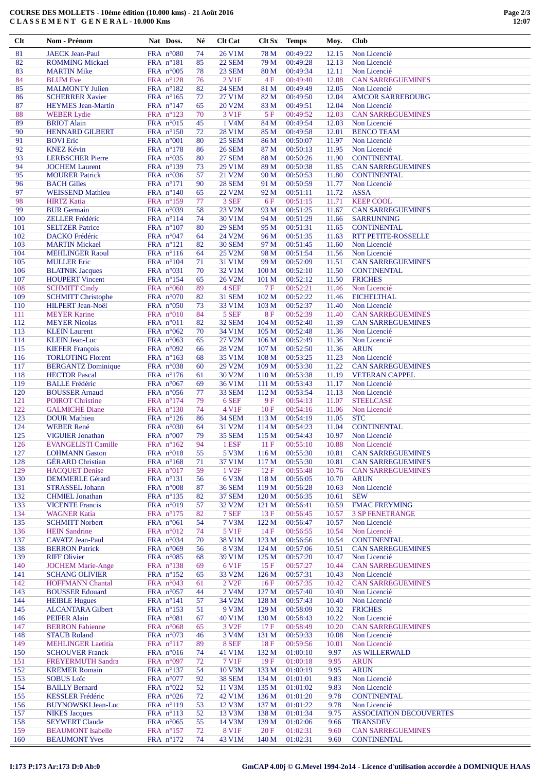# COURSE DES MOLLETS - 10ème édition (10.000 kms) - 21 Août 2016
## C L A S S E M E N T G E N E R A L - 10.000 Kms

| Clt | Nom - Prénom | Nat | Doss. | Né | Clt Cat | Clt Sx | Temps | Moy. | Club |
|---|---|---|---|---|---|---|---|---|---|
| 81 | JAECK Jean-Paul | FRA | n°080 | 74 | 26 V1M | 78 M | 00:49:22 | 12.15 | Non Licencié |
| 82 | ROMMING Mickael | FRA | n°181 | 85 | 22 SEM | 79 M | 00:49:28 | 12.13 | Non Licencié |
| 83 | MARTIN Mike | FRA | n°005 | 78 | 23 SEM | 80 M | 00:49:34 | 12.11 | Non Licencié |
| 84 | BLUM Eve | FRA | n°128 | 76 | 2 V1F | 4 F | 00:49:40 | 12.08 | CAN SARREGUEMINES |
| 85 | MALMONTY Julien | FRA | n°182 | 82 | 24 SEM | 81 M | 00:49:49 | 12.05 | Non Licencié |
| 86 | SCHERRER Xavier | FRA | n°165 | 72 | 27 V1M | 82 M | 00:49:50 | 12.04 | AMCOR SARREBOURG |
| 87 | HEYMES Jean-Martin | FRA | n°147 | 65 | 20 V2M | 83 M | 00:49:51 | 12.04 | Non Licencié |
| 88 | WEBER Lydie | FRA | n°123 | 70 | 3 V1F | 5 F | 00:49:52 | 12.03 | CAN SARREGUEMINES |
| 89 | BRIOT Alain | FRA | n°015 | 45 | 1 V4M | 84 M | 00:49:54 | 12.03 | Non Licencié |
| 90 | HENNARD GILBERT | FRA | n°150 | 72 | 28 V1M | 85 M | 00:49:58 | 12.01 | BENCO TEAM |
| 91 | BOVI Eric | FRA | n°001 | 80 | 25 SEM | 86 M | 00:50:07 | 11.97 | Non Licencié |
| 92 | KNEZ Kévin | FRA | n°178 | 86 | 26 SEM | 87 M | 00:50:13 | 11.95 | Non Licencié |
| 93 | LERBSCHER Pierre | FRA | n°035 | 80 | 27 SEM | 88 M | 00:50:26 | 11.90 | CONTINENTAL |
| 94 | JOCHEM Laurent | FRA | n°139 | 73 | 29 V1M | 89 M | 00:50:38 | 11.85 | CAN SARREGUEMINES |
| 95 | MOURER Patrick | FRA | n°036 | 57 | 21 V2M | 90 M | 00:50:53 | 11.80 | CONTINENTAL |
| 96 | BACH Gilles | FRA | n°171 | 90 | 28 SEM | 91 M | 00:50:59 | 11.77 | Non Licencié |
| 97 | WEISSEND Mathieu | FRA | n°140 | 65 | 22 V2M | 92 M | 00:51:11 | 11.72 | ASSA |
| 98 | HIRTZ Katia | FRA | n°159 | 77 | 3 SEF | 6 F | 00:51:15 | 11.71 | KEEP COOL |
| 99 | BUR Germain | FRA | n°039 | 58 | 23 V2M | 93 M | 00:51:25 | 11.67 | CAN SARREGUEMINES |
| 100 | ZELLER Frédéric | FRA | n°114 | 74 | 30 V1M | 94 M | 00:51:29 | 11.66 | SARRUNNING |
| 101 | SELTZER Patrice | FRA | n°107 | 80 | 29 SEM | 95 M | 00:51:31 | 11.65 | CONTINENTAL |
| 102 | DACKO Frédéric | FRA | n°047 | 64 | 24 V2M | 96 M | 00:51:35 | 11.63 | RTT PETITE-ROSSELLE |
| 103 | MARTIN Mickael | FRA | n°121 | 82 | 30 SEM | 97 M | 00:51:45 | 11.60 | Non Licencié |
| 104 | MEHLINGER Raoul | FRA | n°116 | 64 | 25 V2M | 98 M | 00:51:54 | 11.56 | Non Licencié |
| 105 | MULLER Eric | FRA | n°104 | 71 | 31 V1M | 99 M | 00:52:09 | 11.51 | CAN SARREGUEMINES |
| 106 | BLATNIK Jacques | FRA | n°031 | 70 | 32 V1M | 100 M | 00:52:10 | 11.50 | CONTINENTAL |
| 107 | HOUPERT Vincent | FRA | n°154 | 65 | 26 V2M | 101 M | 00:52:12 | 11.50 | FRICHES |
| 108 | SCHMITT Cindy | FRA | n°060 | 89 | 4 SEF | 7 F | 00:52:21 | 11.46 | Non Licencié |
| 109 | SCHMITT Christophe | FRA | n°070 | 82 | 31 SEM | 102 M | 00:52:22 | 11.46 | EICHELTHAL |
| 110 | HILPERT Jean-Noël | FRA | n°050 | 73 | 33 V1M | 103 M | 00:52:37 | 11.40 | Non Licencié |
| 111 | MEYER Karine | FRA | n°010 | 84 | 5 SEF | 8 F | 00:52:39 | 11.40 | CAN SARREGUEMINES |
| 112 | MEYER Nicolas | FRA | n°011 | 82 | 32 SEM | 104 M | 00:52:40 | 11.39 | CAN SARREGUEMINES |
| 113 | KLEIN Laurent | FRA | n°062 | 70 | 34 V1M | 105 M | 00:52:48 | 11.36 | Non Licencié |
| 114 | KLEIN Jean-Luc | FRA | n°063 | 65 | 27 V2M | 106 M | 00:52:49 | 11.36 | Non Licencié |
| 115 | KIEFER François | FRA | n°092 | 66 | 28 V2M | 107 M | 00:52:50 | 11.36 | ARUN |
| 116 | TORLOTING Florent | FRA | n°163 | 68 | 35 V1M | 108 M | 00:53:25 | 11.23 | Non Licencié |
| 117 | BERGANTZ Dominique | FRA | n°038 | 60 | 29 V2M | 109 M | 00:53:30 | 11.22 | CAN SARREGUEMINES |
| 118 | HECTOR Pascal | FRA | n°176 | 61 | 30 V2M | 110 M | 00:53:38 | 11.19 | VETERAN CAPPEL |
| 119 | BALLE Frédéric | FRA | n°067 | 69 | 36 V1M | 111 M | 00:53:43 | 11.17 | Non Licencié |
| 120 | BOUSSER Arnaud | FRA | n°056 | 77 | 33 SEM | 112 M | 00:53:54 | 11.13 | Non Licencié |
| 121 | POIROT Christine | FRA | n°174 | 79 | 6 SEF | 9 F | 00:54:13 | 11.07 | STEELCASE |
| 122 | GALMICHE Diane | FRA | n°130 | 74 | 4 V1F | 10 F | 00:54:16 | 11.06 | Non Licencié |
| 123 | DOUR Mathieu | FRA | n°126 | 86 | 34 SEM | 113 M | 00:54:19 | 11.05 | STC |
| 124 | WEBER René | FRA | n°030 | 64 | 31 V2M | 114 M | 00:54:23 | 11.04 | CONTINENTAL |
| 125 | VIGUIER Jonathan | FRA | n°007 | 79 | 35 SEM | 115 M | 00:54:43 | 10.97 | Non Licencié |
| 126 | EVANGELISTI Camille | FRA | n°162 | 94 | 1 ESF | 11 F | 00:55:10 | 10.88 | Non Licencié |
| 127 | LOHMANN Gaston | FRA | n°018 | 55 | 5 V3M | 116 M | 00:55:30 | 10.81 | CAN SARREGUEMINES |
| 128 | GÉRARD Christian | FRA | n°168 | 71 | 37 V1M | 117 M | 00:55:30 | 10.81 | CAN SARREGUEMINES |
| 129 | HACQUET Denise | FRA | n°017 | 59 | 1 V2F | 12 F | 00:55:48 | 10.76 | CAN SARREGUEMINES |
| 130 | DEMMERLE Gérard | FRA | n°131 | 56 | 6 V3M | 118 M | 00:56:05 | 10.70 | ARUN |
| 131 | STRASSEL Johann | FRA | n°008 | 87 | 36 SEM | 119 M | 00:56:28 | 10.63 | Non Licencié |
| 132 | CHMIEL Jonathan | FRA | n°135 | 82 | 37 SEM | 120 M | 00:56:35 | 10.61 | SEW |
| 133 | VICENTE Francis | FRA | n°019 | 57 | 32 V2M | 121 M | 00:56:41 | 10.59 | FMAC FREYMING |
| 134 | WAGNER Katia | FRA | n°175 | 82 | 7 SEF | 13 F | 00:56:45 | 10.57 | 3 SP FENETRANGE |
| 135 | SCHMITT Norbert | FRA | n°061 | 54 | 7 V3M | 122 M | 00:56:47 | 10.57 | Non Licencié |
| 136 | HEIN Sandrine | FRA | n°012 | 74 | 5 V1F | 14 F | 00:56:55 | 10.54 | Non Licencié |
| 137 | CAVATZ Jean-Paul | FRA | n°034 | 70 | 38 V1M | 123 M | 00:56:56 | 10.54 | CONTINENTAL |
| 138 | BERRON Patrick | FRA | n°069 | 56 | 8 V3M | 124 M | 00:57:06 | 10.51 | CAN SARREGUEMINES |
| 139 | RIFF Olivier | FRA | n°085 | 68 | 39 V1M | 125 M | 00:57:20 | 10.47 | Non Licencié |
| 140 | JOCHEM Marie-Ange | FRA | n°138 | 69 | 6 V1F | 15 F | 00:57:27 | 10.44 | CAN SARREGUEMINES |
| 141 | SCHANG OLIVIER | FRA | n°152 | 65 | 33 V2M | 126 M | 00:57:31 | 10.43 | Non Licencié |
| 142 | HOFFMANN Chantal | FRA | n°043 | 61 | 2 V2F | 16 F | 00:57:35 | 10.42 | CAN SARREGUEMINES |
| 143 | BOUSSER Edouard | FRA | n°057 | 44 | 2 V4M | 127 M | 00:57:40 | 10.40 | Non Licencié |
| 144 | HEIBLE Hugues | FRA | n°141 | 57 | 34 V2M | 128 M | 00:57:43 | 10.40 | Non Licencié |
| 145 | ALCANTARA Gilbert | FRA | n°153 | 51 | 9 V3M | 129 M | 00:58:09 | 10.32 | FRICHES |
| 146 | PEIFER Alain | FRA | n°081 | 67 | 40 V1M | 130 M | 00:58:43 | 10.22 | Non Licencié |
| 147 | BERRON Fabienne | FRA | n°068 | 65 | 3 V2F | 17 F | 00:58:49 | 10.20 | CAN SARREGUEMINES |
| 148 | STAUB Roland | FRA | n°073 | 46 | 3 V4M | 131 M | 00:59:33 | 10.08 | Non Licencié |
| 149 | MEHLINGER Laetitia | FRA | n°117 | 89 | 8 SEF | 18 F | 00:59:56 | 10.01 | Non Licencié |
| 150 | SCHOUVER Franck | FRA | n°016 | 74 | 41 V1M | 132 M | 01:00:10 | 9.97 | AS WILLERWALD |
| 151 | FREYERMUTH Sandra | FRA | n°097 | 72 | 7 V1F | 19 F | 01:00:18 | 9.95 | ARUN |
| 152 | KREMER Romain | FRA | n°137 | 54 | 10 V3M | 133 M | 01:00:19 | 9.95 | ARUN |
| 153 | SOBUS Loïc | FRA | n°077 | 92 | 38 SEM | 134 M | 01:01:01 | 9.83 | Non Licencié |
| 154 | BAILLY Bernard | FRA | n°022 | 52 | 11 V3M | 135 M | 01:01:02 | 9.83 | Non Licencié |
| 155 | KESSLER Frédéric | FRA | n°026 | 72 | 42 V1M | 136 M | 01:01:20 | 9.78 | CONTINENTAL |
| 156 | BUYNOWSKI Jean-Luc | FRA | n°119 | 53 | 12 V3M | 137 M | 01:01:22 | 9.78 | Non Licencié |
| 157 | NIKES Jacques | FRA | n°113 | 52 | 13 V3M | 138 M | 01:01:34 | 9.75 | ASSOCIATION DECOUVERTES |
| 158 | SEYWERT Claude | FRA | n°065 | 55 | 14 V3M | 139 M | 01:02:06 | 9.66 | TRANSDEV |
| 159 | BEAUMONT Isabelle | FRA | n°157 | 72 | 8 V1F | 20 F | 01:02:31 | 9.60 | CAN SARREGUEMINES |
| 160 | BEAUMONT Yves | FRA | n°172 | 74 | 43 V1M | 140 M | 01:02:31 | 9.60 | CONTINENTAL |

I:173 P:173 Ar:173 D:0 Ab:0

GmCAP 4.00j © G.Mevel 1994-2014 - Licence d'utilisation accordée à DOMINIQUE HAAS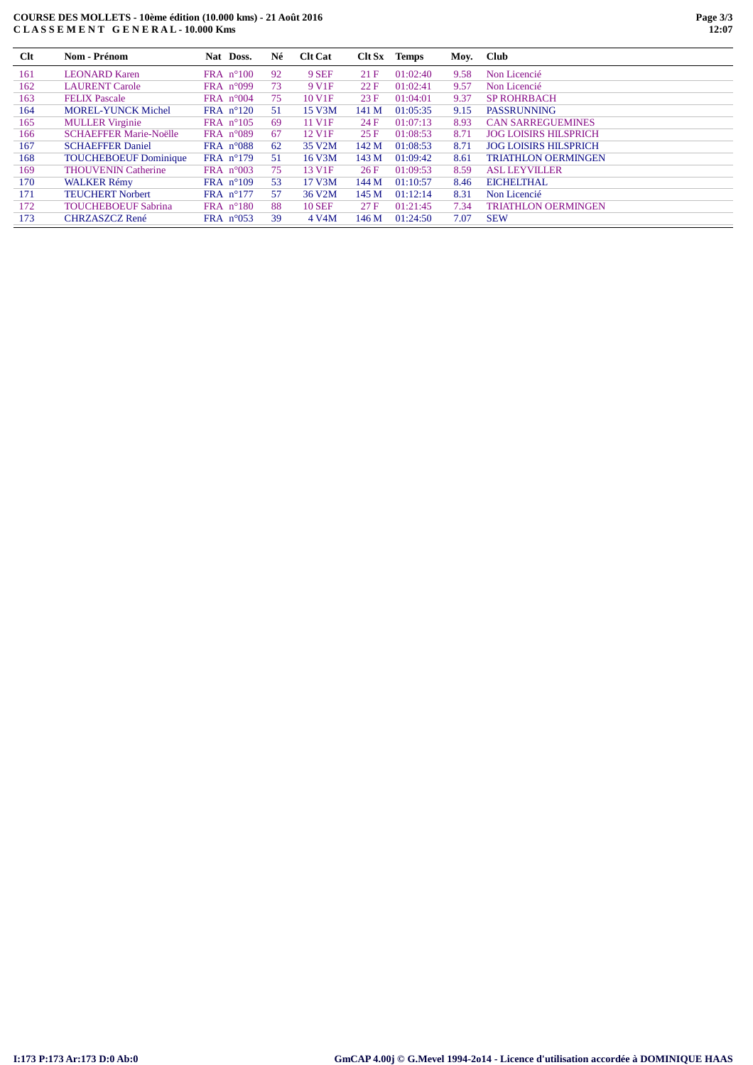**COURSE DES MOLLETS - 10ème édition (10.000 kms) - 21 Août 2016**
**C L A S S E M E N T G E N E R A L - 10.000 Kms**

| Clt | Nom - Prénom | Nat | Doss. | Né | Clt Cat | Clt Sx | Temps | Moy. | Club |
|---|---|---|---|---|---|---|---|---|---|
| 161 | LEONARD Karen | FRA | n°100 | 92 | 9 SEF | 21 F | 01:02:40 | 9.58 | Non Licencié |
| 162 | LAURENT Carole | FRA | n°099 | 73 | 9 V1F | 22 F | 01:02:41 | 9.57 | Non Licencié |
| 163 | FELIX Pascale | FRA | n°004 | 75 | 10 V1F | 23 F | 01:04:01 | 9.37 | SP ROHRBACH |
| 164 | MOREL-YUNCK Michel | FRA | n°120 | 51 | 15 V3M | 141 M | 01:05:35 | 9.15 | PASSRUNNING |
| 165 | MULLER Virginie | FRA | n°105 | 69 | 11 V1F | 24 F | 01:07:13 | 8.93 | CAN SARREGUEMINES |
| 166 | SCHAEFFER Marie-Noëlle | FRA | n°089 | 67 | 12 V1F | 25 F | 01:08:53 | 8.71 | JOG LOISIRS HILSPRICH |
| 167 | SCHAEFFER Daniel | FRA | n°088 | 62 | 35 V2M | 142 M | 01:08:53 | 8.71 | JOG LOISIRS HILSPRICH |
| 168 | TOUCHEBOEUF Dominique | FRA | n°179 | 51 | 16 V3M | 143 M | 01:09:42 | 8.61 | TRIATHLON OERMINGEN |
| 169 | THOUVENIN Catherine | FRA | n°003 | 75 | 13 V1F | 26 F | 01:09:53 | 8.59 | ASL LEYVILLER |
| 170 | WALKER Rémy | FRA | n°109 | 53 | 17 V3M | 144 M | 01:10:57 | 8.46 | EICHELTHAL |
| 171 | TEUCHERT Norbert | FRA | n°177 | 57 | 36 V2M | 145 M | 01:12:14 | 8.31 | Non Licencié |
| 172 | TOUCHEBOEUF Sabrina | FRA | n°180 | 88 | 10 SEF | 27 F | 01:21:45 | 7.34 | TRIATHLON OERMINGEN |
| 173 | CHRZASZCZ René | FRA | n°053 | 39 | 4 V4M | 146 M | 01:24:50 | 7.07 | SEW |

I:173 P:173 Ar:173 D:0 Ab:0

GmCAP 4.00j © G.Mevel 1994-2o14 - Licence d'utilisation accordée à DOMINIQUE HAAS